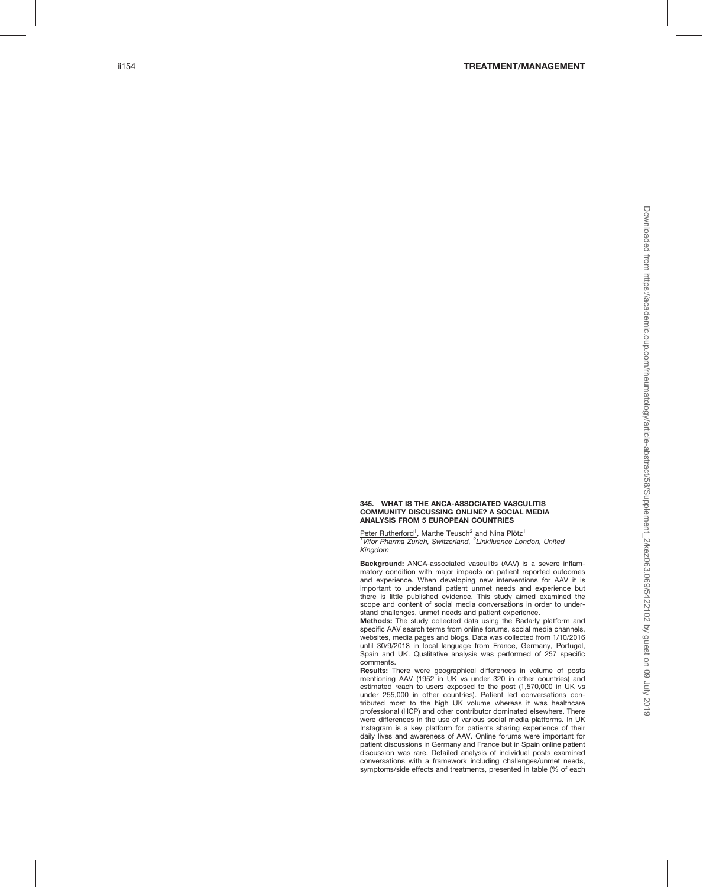## 345. WHAT IS THE ANCA-ASSOCIATED VASCULITIS COMMUNITY DISCUSSING ONLINE? A SOCIAL MEDIA ANALYSIS FROM 5 EUROPEAN COUNTRIES

Peter Rutherford[1], Marthe Teusch[2] and Nina Plötz[1]
[1]*Vifor Pharma Zurich, Switzerland,* [2]*Linkfluence London, United Kingdom*

**Background:** ANCA-associated vasculitis (AAV) is a severe inflammatory condition with major impacts on patient reported outcomes and experience. When developing new interventions for AAV it is important to understand patient unmet needs and experience but there is little published evidence. This study aimed examined the scope and content of social media conversations in order to understand challenges, unmet needs and patient experience.

**Methods:** The study collected data using the Radarly platform and specific AAV search terms from online forums, social media channels, websites, media pages and blogs. Data was collected from 1/10/2016 until 30/9/2018 in local language from France, Germany, Portugal, Spain and UK. Qualitative analysis was performed of 257 specific comments.

**Results:** There were geographical differences in volume of posts mentioning AAV (1952 in UK vs under 320 in other countries) and estimated reach to users exposed to the post (1,570,000 in UK vs under 255,000 in other countries). Patient led conversations contributed most to the high UK volume whereas it was healthcare professional (HCP) and other contributor dominated elsewhere. There were differences in the use of various social media platforms. In UK Instagram is a key platform for patients sharing experience of their daily lives and awareness of AAV. Online forums were important for patient discussions in Germany and France but in Spain online patient discussion was rare. Detailed analysis of individual posts examined conversations with a framework including challenges/unmet needs, symptoms/side effects and treatments, presented in table (% of each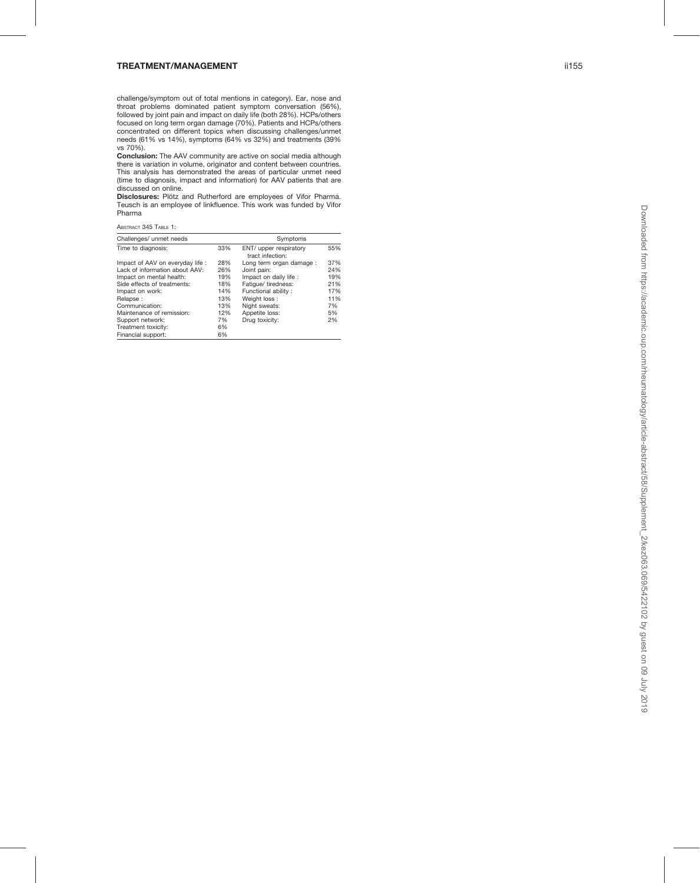challenge/symptom out of total mentions in category). Ear, nose and throat problems dominated patient symptom conversation (56%), followed by joint pain and impact on daily life (both 28%). HCPs/others focused on long term organ damage (70%). Patients and HCPs/others concentrated on different topics when discussing challenges/unmet needs (61% vs 14%), symptoms (64% vs 32%) and treatments (39% vs 70%).

**Conclusion:** The AAV community are active on social media although there is variation in volume, originator and content between countries. This analysis has demonstrated the areas of particular unmet need (time to diagnosis, impact and information) for AAV patients that are discussed on online.

**Disclosures:** Plötz and Rutherford are employees of Vifor Pharma. Teusch is an employee of linkfluence. This work was funded by Vifor Pharma

Abstract 345 Table 1:

| Challenges/ unmet needs | | Symptoms | |
|---|---|---|---|
| Time to diagnosis: | 33% | ENT/ upper respiratory tract infection: | 55% |
| Impact of AAV on everyday life : | 28% | Long term organ damage : | 37% |
| Lack of information about AAV: | 26% | Joint pain: | 24% |
| Impact on mental health: | 19% | Impact on daily life : | 19% |
| Side effects of treatments: | 18% | Fatigue/ tiredness: | 21% |
| Impact on work: | 14% | Functional ability : | 17% |
| Relapse : | 13% | Weight loss : | 11% |
| Communication: | 13% | Night sweats: | 7% |
| Maintenance of remission: | 12% | Appetite loss: | 5% |
| Support network: | 7% | Drug toxicity: | 2% |
| Treatment toxicity: | 6% | | |
| Financial support: | 6% | | |